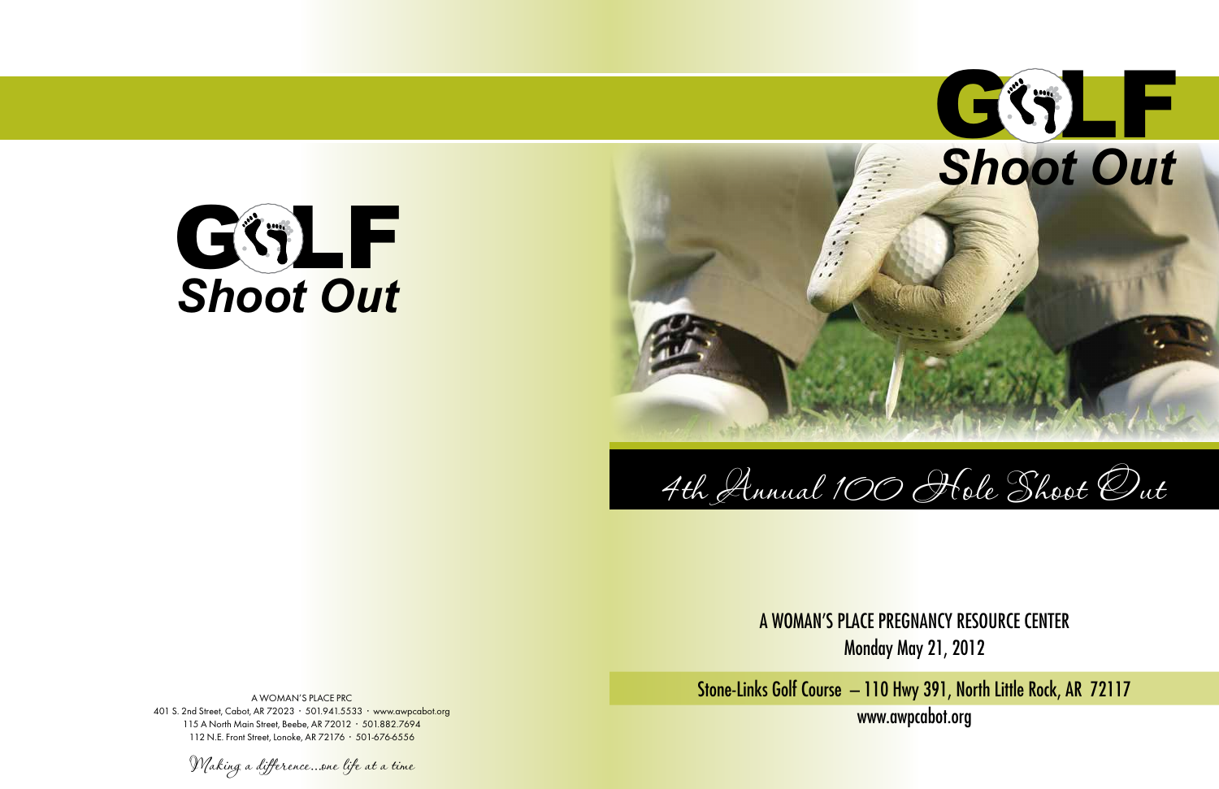# GOLF Shoot Out

A WOMAN'S PLACE PRC
401 S. 2nd Street, Cabot, AR 72023 · 501.941.5533 · www.awpcabot.org
115 A North Main Street, Beebe, AR 72012 · 501.882.7694
112 N.E. Front Street, Lonoke, AR 72176 · 501-676-6556

*Making a difference...one life at a time*

# GOLF Shoot Out

## 4th Annual 100 Hole Shoot Out

A WOMAN'S PLACE PREGNANCY RESOURCE CENTER
Monday May 21, 2012

Stone-Links Golf Course – 110 Hwy 391, North Little Rock, AR 72117
www.awpcabot.org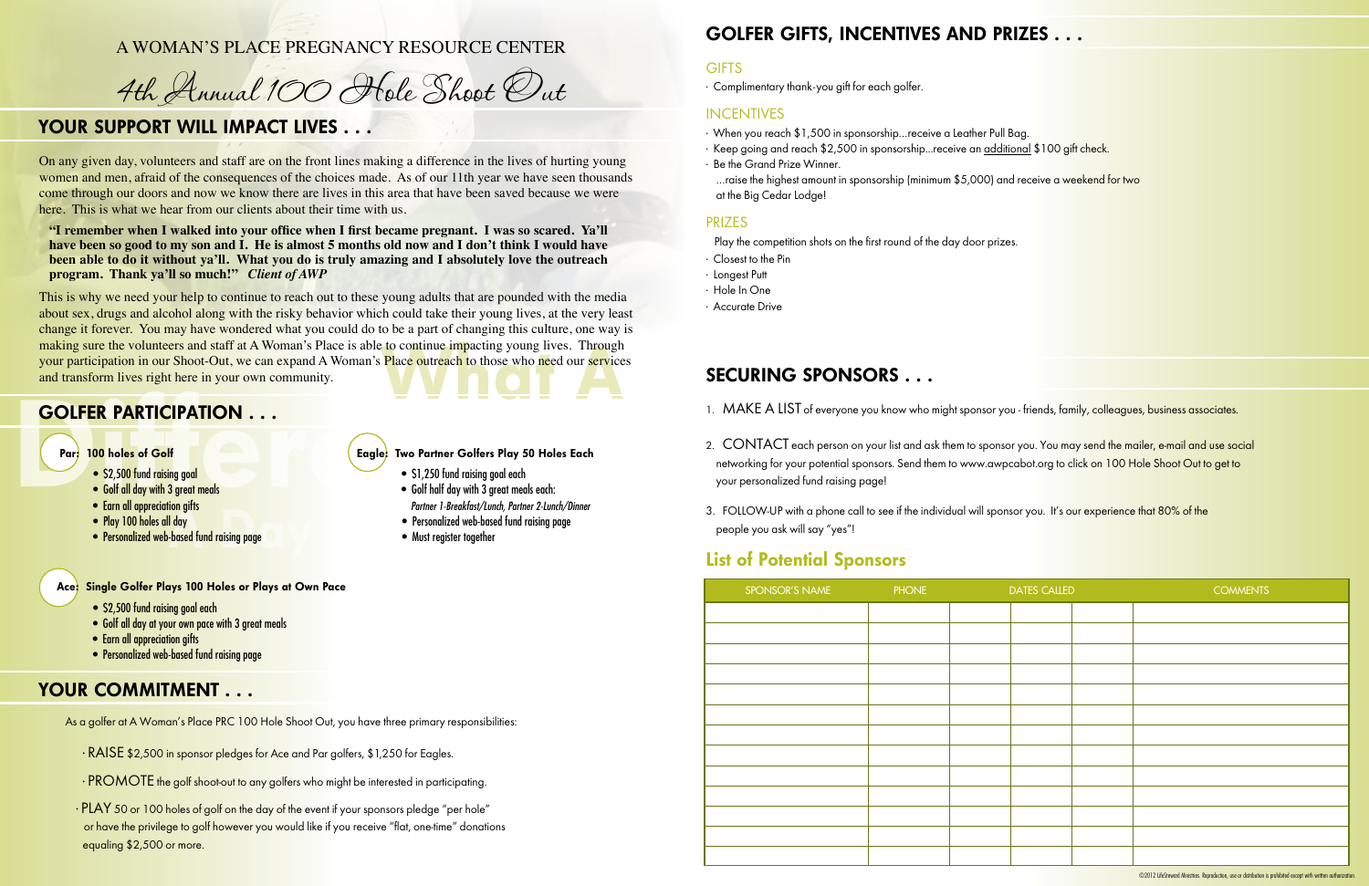A WOMAN'S PLACE PREGNANCY RESOURCE CENTER

# 4th Annual 100 Hole Shoot Out

## YOUR SUPPORT WILL IMPACT LIVES . . .

On any given day, volunteers and staff are on the front lines making a difference in the lives of hurting young women and men, afraid of the consequences of the choices made. As of our 11th year we have seen thousands come through our doors and now we know there are lives in this area that have been saved because we were here. This is what we hear from our clients about their time with us.

**"I remember when I walked into your office when I first became pregnant. I was so scared. Ya'll have been so good to my son and I. He is almost 5 months old now and I don't think I would have been able to do it without ya'll. What you do is truly amazing and I absolutely love the outreach program. Thank ya'll so much!"** ***Client of AWP***

This is why we need your help to continue to reach out to these young adults that are pounded with the media about sex, drugs and alcohol along with the risky behavior which could take their young lives, at the very least change it forever. You may have wondered what you could do to be a part of changing this culture, one way is making sure the volunteers and staff at A Woman's Place is able to continue impacting young lives. Through your participation in our Shoot-Out, we can expand A Woman's Place outreach to those who need our services and transform lives right here in your own community.

## GOLFER PARTICIPATION . . .

**Par: 100 holes of Golf**

- $2,500 fund raising goal
- Golf all day with 3 great meals
- Earn all appreciation gifts
- Play 100 holes all day
- Personalized web-based fund raising page

**Eagle: Two Partner Golfers Play 50 Holes Each**

- $1,250 fund raising goal each
- Golf half day with 3 great meals each:
  *Partner 1-Breakfast/Lunch, Partner 2-Lunch/Dinner*
- Personalized web-based fund raising page
- Must register together

**Ace: Single Golfer Plays 100 Holes or Plays at Own Pace**

- $2,500 fund raising goal each
- Golf all day at your own pace with 3 great meals
- Earn all appreciation gifts
- Personalized web-based fund raising page

## YOUR COMMITMENT . . .

As a golfer at A Woman's Place PRC 100 Hole Shoot Out, you have three primary responsibilities:

· RAISE $2,500 in sponsor pledges for Ace and Par golfers, $1,250 for Eagles.

· PROMOTE the golf shoot-out to any golfers who might be interested in participating.

· PLAY 50 or 100 holes of golf on the day of the event if your sponsors pledge "per hole" or have the privilege to golf however you would like if you receive "flat, one-time" donations equaling $2,500 or more.

## GOLFER GIFTS, INCENTIVES AND PRIZES . . .

### GIFTS

· Complimentary thank-you gift for each golfer.

### INCENTIVES

· When you reach $1,500 in sponsorship...receive a Leather Pull Bag.
· Keep going and reach $2,500 in sponsorship...receive an additional $100 gift check.
· Be the Grand Prize Winner.
...raise the highest amount in sponsorship (minimum $5,000) and receive a weekend for two at the Big Cedar Lodge!

### PRIZES

Play the competition shots on the first round of the day door prizes.

· Closest to the Pin
· Longest Putt
· Hole In One
· Accurate Drive

## SECURING SPONSORS . . .

1. MAKE A LIST of everyone you know who might sponsor you - friends, family, colleagues, business associates.

2. CONTACT each person on your list and ask them to sponsor you. You may send the mailer, e-mail and use social networking for your potential sponsors. Send them to www.awpcabot.org to click on 100 Hole Shoot Out to get to your personalized fund raising page!

3. FOLLOW-UP with a phone call to see if the individual will sponsor you. It's our experience that 80% of the people you ask will say "yes"!

## List of Potential Sponsors

| SPONSOR'S NAME | PHONE | DATES CALLED | | | COMMENTS |
|---|---|---|---|---|---|
| | | | | | |
| | | | | | |
| | | | | | |
| | | | | | |
| | | | | | |
| | | | | | |
| | | | | | |
| | | | | | |
| | | | | | |
| | | | | | |
| | | | | | |
| | | | | | |
| | | | | | |

©2012 LifeSteward Ministries. Reproduction, use or distribution is prohibited except with written authorization.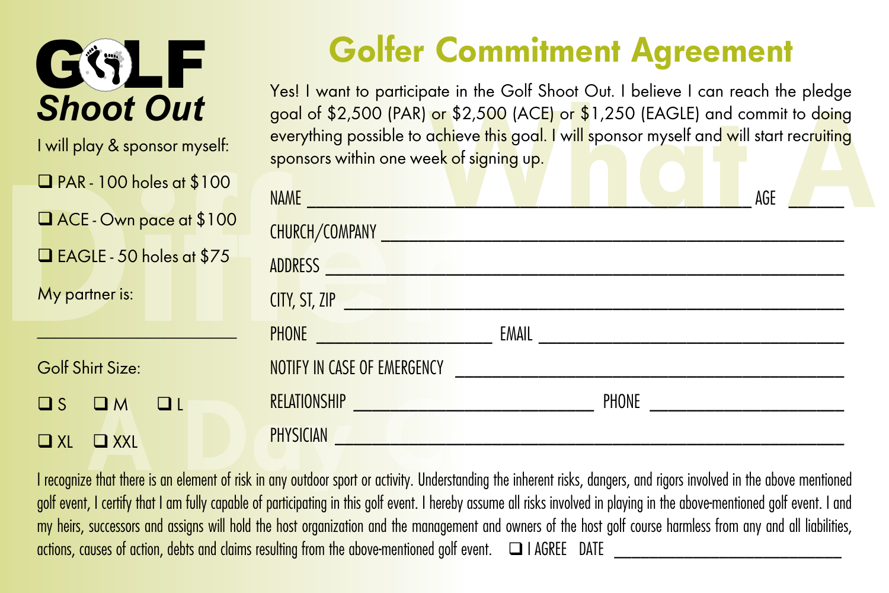**GOLF Shoot Out**

I will play & sponsor myself:

❑ PAR - 100 holes at $100

❑ ACE - Own pace at $100

❑ EAGLE - 50 holes at $75

My partner is:

______________________

Golf Shirt Size:

❑ S ❑ M ❑ L

❑ XL ❑ XXL

# Golfer Commitment Agreement

Yes! I want to participate in the Golf Shoot Out. I believe I can reach the pledge goal of $2,500 (PAR) or $2,500 (ACE) or $1,250 (EAGLE) and commit to doing everything possible to achieve this goal. I will sponsor myself and will start recruiting sponsors within one week of signing up.

NAME ________________________________________ AGE ______

CHURCH/COMPANY ________________________________________

ADDRESS ________________________________________

CITY, ST, ZIP ________________________________________

PHONE ____________________ EMAIL ____________________

NOTIFY IN CASE OF EMERGENCY ________________________________________

RELATIONSHIP ____________________ PHONE ____________________

PHYSICIAN ________________________________________

I recognize that there is an element of risk in any outdoor sport or activity. Understanding the inherent risks, dangers, and rigors involved in the above mentioned golf event, I certify that I am fully capable of participating in this golf event. I hereby assume all risks involved in playing in the above-mentioned golf event. I and my heirs, successors and assigns will hold the host organization and the management and owners of the host golf course harmless from any and all liabilities, actions, causes of action, debts and claims resulting from the above-mentioned golf event. ❑ I AGREE DATE ____________________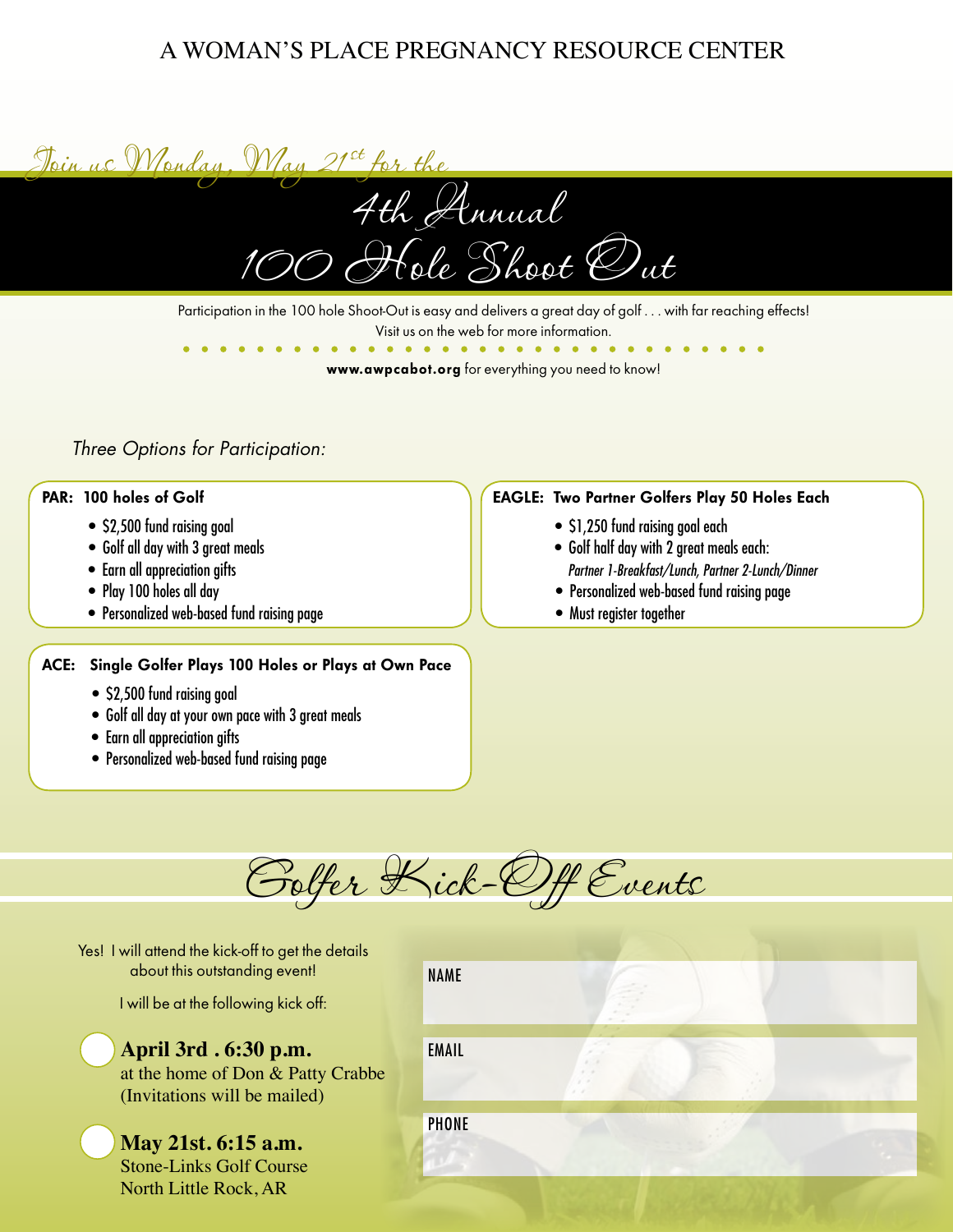A WOMAN'S PLACE PREGNANCY RESOURCE CENTER

*Join us Monday, May 21st for the*

# 4th Annual 100 Hole Shoot Out

Participation in the 100 hole Shoot-Out is easy and delivers a great day of golf . . . with far reaching effects!
Visit us on the web for more information.

**www.awpcabot.org** for everything you need to know!

*Three Options for Participation:*

**PAR: 100 holes of Golf**

- $2,500 fund raising goal
- Golf all day with 3 great meals
- Earn all appreciation gifts
- Play 100 holes all day
- Personalized web-based fund raising page

**EAGLE: Two Partner Golfers Play 50 Holes Each**

- $1,250 fund raising goal each
- Golf half day with 2 great meals each:
  *Partner 1-Breakfast/Lunch, Partner 2-Lunch/Dinner*
- Personalized web-based fund raising page
- Must register together

**ACE: Single Golfer Plays 100 Holes or Plays at Own Pace**

- $2,500 fund raising goal
- Golf all day at your own pace with 3 great meals
- Earn all appreciation gifts
- Personalized web-based fund raising page

## Golfer Kick-Off Events

Yes! I will attend the kick-off to get the details about this outstanding event!

I will be at the following kick off:

- **April 3rd . 6:30 p.m.**
  at the home of Don & Patty Crabbe
  (Invitations will be mailed)

- **May 21st. 6:15 a.m.**
  Stone-Links Golf Course
  North Little Rock, AR

NAME

EMAIL

PHONE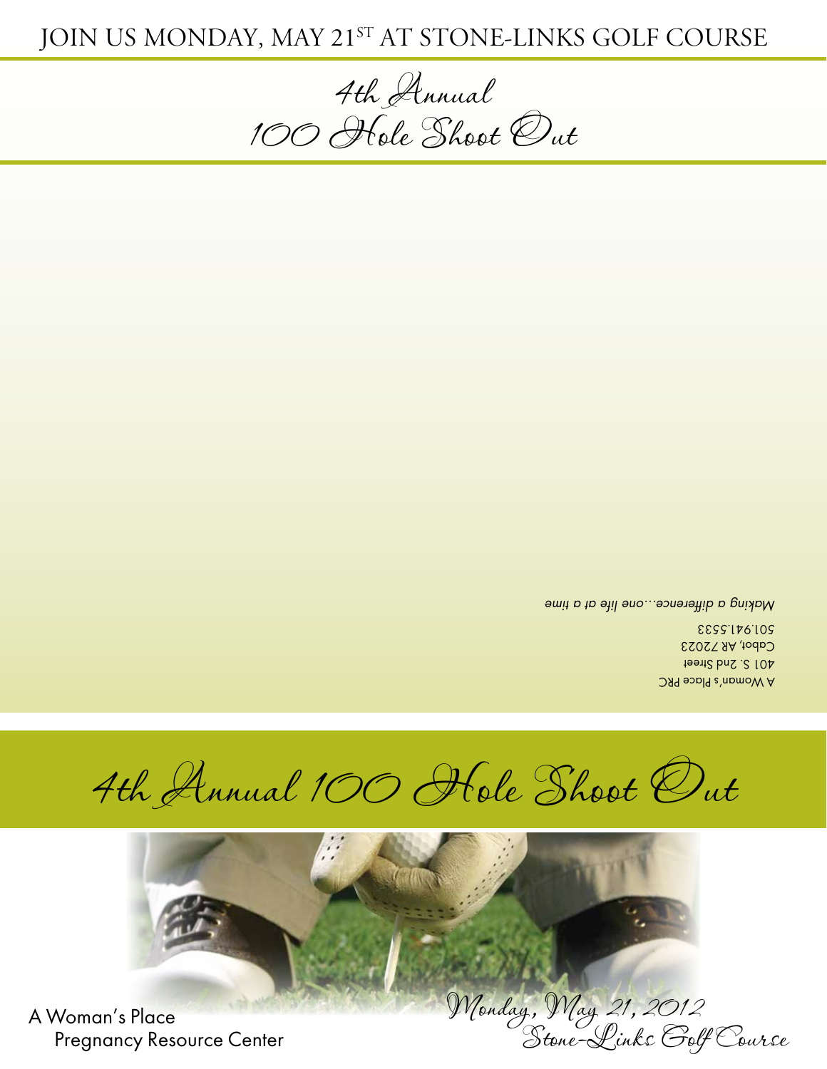JOIN US MONDAY, MAY 21ST AT STONE-LINKS GOLF COURSE

# 4th Annual
# 100 Hole Shoot Out

A Woman's Place PRC
401 S. 2nd Street
Cabot, AR 72023
501.941.5533

*Making a difference...one life at a time*

# 4th Annual 100 Hole Shoot Out

A Woman's Place
Pregnancy Resource Center

Monday, May 21, 2012
Stone-Links Golf Course